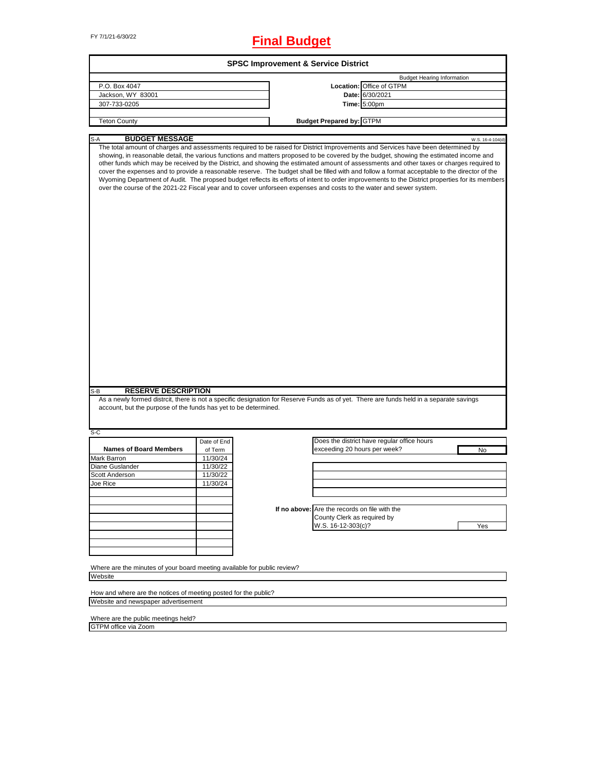FY 7/1/21-6/30/22

# Final Budget

## SPSC Improvement & Service District

| | | |
|---|---|---|
| P.O. Box 4047 | | Budget Hearing Information |
| Jackson, WY 83001 | **Location:** | Office of GTPM |
| 307-733-0205 | **Date:** | 6/30/2021 |
| | **Time:** | 5:00pm |
| Teton County | **Budget Prepared by:** | GTPM |

### S-A BUDGET MESSAGE

W.S. 16-4-104(d)

The total amount of charges and assessments required to be raised for District Improvements and Services have been determined by showing, in reasonable detail, the various functions and matters proposed to be covered by the budget, showing the estimated income and other funds which may be received by the District, and showing the estimated amount of assessments and other taxes or charges required to cover the expenses and to provide a reasonable reserve. The budget shall be filled with and follow a format acceptable to the director of the Wyoming Department of Audit. The propsed budget reflects its efforts of intent to order improvements to the District properties for its members over the course of the 2021-22 Fiscal year and to cover unforseen expenses and costs to the water and sewer system.

### S-B RESERVE DESCRIPTION

As a newly formed distrcit, there is not a specific designation for Reserve Funds as of yet. There are funds held in a separate savings account, but the purpose of the funds has yet to be determined.

### S-C

| Names of Board Members | Date of End of Term |
|---|---|
| Mark Barron | 11/30/24 |
| Diane Guslander | 11/30/22 |
| Scott Anderson | 11/30/22 |
| Joe Rice | 11/30/24 |

Does the district have regular office hours exceeding 20 hours per week? **No**

**If no above:** Are the records on file with the County Clerk as required by W.S. 16-12-303(c)? **Yes**

Where are the minutes of your board meeting available for public review?
Website

How and where are the notices of meeting posted for the public?
Website and newspaper advertisement

Where are the public meetings held?
GTPM office via Zoom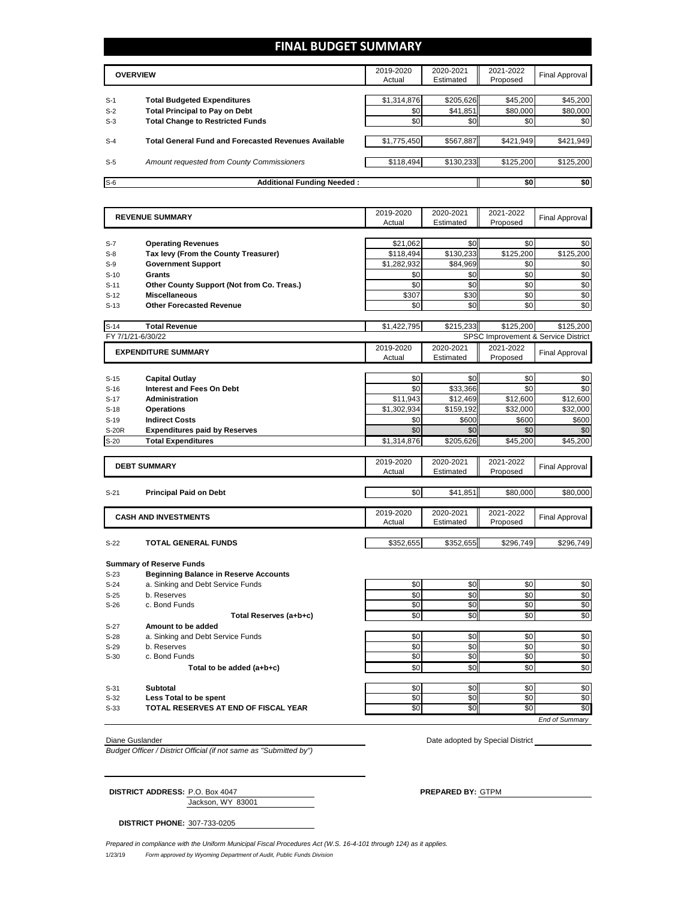# FINAL BUDGET SUMMARY

| | OVERVIEW | 2019-2020 Actual | 2020-2021 Estimated | 2021-2022 Proposed | Final Approval |
|---|---|---|---|---|---|
| S-1 | **Total Budgeted Expenditures** | $1,314,876 | $205,626 | $45,200 | $45,200 |
| S-2 | **Total Principal to Pay on Debt** | $0 | $41,851 | $80,000 | $80,000 |
| S-3 | **Total Change to Restricted Funds** | $0 | $0 | $0 | $0 |
| S-4 | **Total General Fund and Forecasted Revenues Available** | $1,775,450 | $567,887 | $421,949 | $421,949 |
| S-5 | *Amount requested from County Commissioners* | $118,494 | $130,233 | $125,200 | $125,200 |
| S-6 | **Additional Funding Needed :** | | | $0 | $0 |

| | REVENUE SUMMARY | 2019-2020 Actual | 2020-2021 Estimated | 2021-2022 Proposed | Final Approval |
|---|---|---|---|---|---|
| S-7 | **Operating Revenues** | $21,062 | $0 | $0 | $0 |
| S-8 | **Tax levy (From the County Treasurer)** | $118,494 | $130,233 | $125,200 | $125,200 |
| S-9 | **Government Support** | $1,282,932 | $84,969 | $0 | $0 |
| S-10 | **Grants** | $0 | $0 | $0 | $0 |
| S-11 | **Other County Support (Not from Co. Treas.)** | $0 | $0 | $0 | $0 |
| S-12 | **Miscellaneous** | $307 | $30 | $0 | $0 |
| S-13 | **Other Forecasted Revenue** | $0 | $0 | $0 | $0 |
| S-14 | **Total Revenue** | $1,422,795 | $215,233 | $125,200 | $125,200 |

FY 7/1/21-6/30/22 — SPSC Improvement & Service District

| | EXPENDITURE SUMMARY | 2019-2020 Actual | 2020-2021 Estimated | 2021-2022 Proposed | Final Approval |
|---|---|---|---|---|---|
| S-15 | **Capital Outlay** | $0 | $0 | $0 | $0 |
| S-16 | **Interest and Fees On Debt** | $0 | $33,366 | $0 | $0 |
| S-17 | **Administration** | $11,943 | $12,469 | $12,600 | $12,600 |
| S-18 | **Operations** | $1,302,934 | $159,192 | $32,000 | $32,000 |
| S-19 | **Indirect Costs** | $0 | $600 | $600 | $600 |
| S-20R | **Expenditures paid by Reserves** | $0 | $0 | $0 | $0 |
| S-20 | **Total Expenditures** | $1,314,876 | $205,626 | $45,200 | $45,200 |

| | DEBT SUMMARY | 2019-2020 Actual | 2020-2021 Estimated | 2021-2022 Proposed | Final Approval |
|---|---|---|---|---|---|
| S-21 | **Principal Paid on Debt** | $0 | $41,851 | $80,000 | $80,000 |

| | CASH AND INVESTMENTS | 2019-2020 Actual | 2020-2021 Estimated | 2021-2022 Proposed | Final Approval |
|---|---|---|---|---|---|
| S-22 | **TOTAL GENERAL FUNDS** | $352,655 | $352,655 | $296,749 | $296,749 |

**Summary of Reserve Funds**

| | | 2019-2020 Actual | 2020-2021 Estimated | 2021-2022 Proposed | Final Approval |
|---|---|---|---|---|---|
| S-23 | **Beginning Balance in Reserve Accounts** | | | | |
| S-24 | a. Sinking and Debt Service Funds | $0 | $0 | $0 | $0 |
| S-25 | b. Reserves | $0 | $0 | $0 | $0 |
| S-26 | c. Bond Funds | $0 | $0 | $0 | $0 |
| | **Total Reserves (a+b+c)** | $0 | $0 | $0 | $0 |
| S-27 | **Amount to be added** | | | | |
| S-28 | a. Sinking and Debt Service Funds | $0 | $0 | $0 | $0 |
| S-29 | b. Reserves | $0 | $0 | $0 | $0 |
| S-30 | c. Bond Funds | $0 | $0 | $0 | $0 |
| | **Total to be added (a+b+c)** | $0 | $0 | $0 | $0 |
| S-31 | **Subtotal** | $0 | $0 | $0 | $0 |
| S-32 | **Less Total to be spent** | $0 | $0 | $0 | $0 |
| S-33 | **TOTAL RESERVES AT END OF FISCAL YEAR** | $0 | $0 | $0 | $0 |

*End of Summary*

Diane Guslander

*Budget Officer / District Official (if not same as "Submitted by")*

Date adopted by Special District

**DISTRICT ADDRESS:** P.O. Box 4047
Jackson, WY 83001

**PREPARED BY:** GTPM

**DISTRICT PHONE:** 307-733-0205

*Prepared in compliance with the Uniform Municipal Fiscal Procedures Act (W.S. 16-4-101 through 124) as it applies.*

1/23/19 *Form approved by Wyoming Department of Audit, Public Funds Division*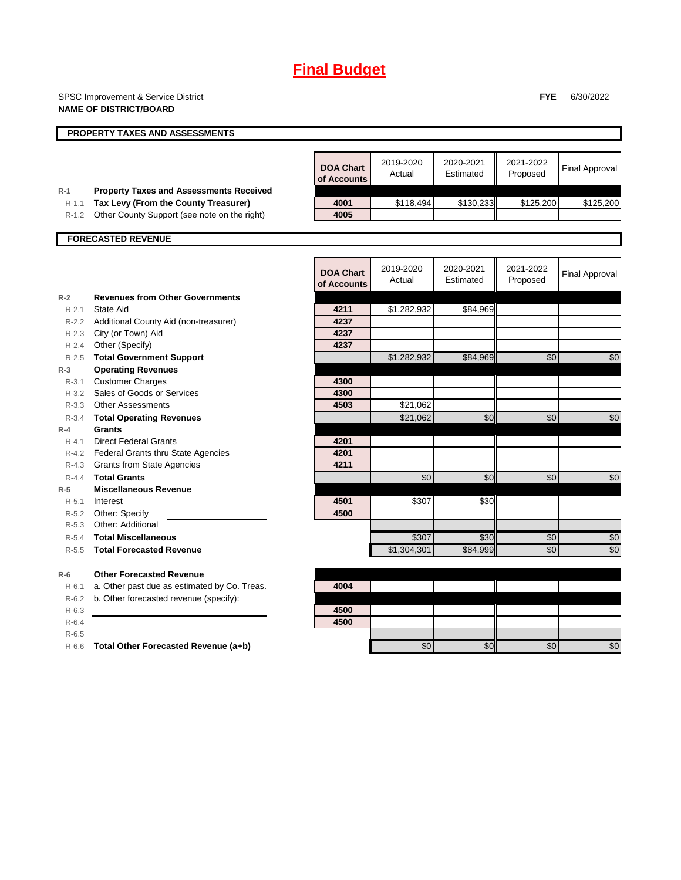# Final Budget

SPSC Improvement & Service District
**NAME OF DISTRICT/BOARD**

**FYE** 6/30/2022

## PROPERTY TAXES AND ASSESSMENTS

| | | DOA Chart of Accounts | 2019-2020 Actual | 2020-2021 Estimated | 2021-2022 Proposed | Final Approval |
|---|---|---|---|---|---|---|
| R-1 | **Property Taxes and Assessments Received** | | | | | |
| R-1.1 | **Tax Levy (From the County Treasurer)** | 4001 | $118,494 | $130,233 | $125,200 | $125,200 |
| R-1.2 | Other County Support (see note on the right) | 4005 | | | | |

## FORECASTED REVENUE

| | | DOA Chart of Accounts | 2019-2020 Actual | 2020-2021 Estimated | 2021-2022 Proposed | Final Approval |
|---|---|---|---|---|---|---|
| R-2 | **Revenues from Other Governments** | | | | | |
| R-2.1 | State Aid | 4211 | $1,282,932 | $84,969 | | |
| R-2.2 | Additional County Aid (non-treasurer) | 4237 | | | | |
| R-2.3 | City (or Town) Aid | 4237 | | | | |
| R-2.4 | Other (Specify) | 4237 | | | | |
| R-2.5 | **Total Government Support** | | $1,282,932 | $84,969 | $0 | $0 |
| R-3 | **Operating Revenues** | | | | | |
| R-3.1 | Customer Charges | 4300 | | | | |
| R-3.2 | Sales of Goods or Services | 4300 | | | | |
| R-3.3 | Other Assessments | 4503 | $21,062 | | | |
| R-3.4 | **Total Operating Revenues** | | $21,062 | $0 | $0 | $0 |
| R-4 | **Grants** | | | | | |
| R-4.1 | Direct Federal Grants | 4201 | | | | |
| R-4.2 | Federal Grants thru State Agencies | 4201 | | | | |
| R-4.3 | Grants from State Agencies | 4211 | | | | |
| R-4.4 | **Total Grants** | | $0 | $0 | $0 | $0 |
| R-5 | **Miscellaneous Revenue** | | | | | |
| R-5.1 | Interest | 4501 | $307 | $30 | | |
| R-5.2 | Other: Specify | 4500 | | | | |
| R-5.3 | Other: Additional | | | | | |
| R-5.4 | **Total Miscellaneous** | | $307 | $30 | $0 | $0 |
| R-5.5 | **Total Forecasted Revenue** | | $1,304,301 | $84,999 | $0 | $0 |
| R-6 | **Other Forecasted Revenue** | | | | | |
| R-6.1 | a. Other past due as estimated by Co. Treas. | 4004 | | | | |
| R-6.2 | b. Other forecasted revenue (specify): | | | | | |
| R-6.3 | | 4500 | | | | |
| R-6.4 | | 4500 | | | | |
| R-6.5 | | | | | | |
| R-6.6 | **Total Other Forecasted Revenue (a+b)** | | $0 | $0 | $0 | $0 |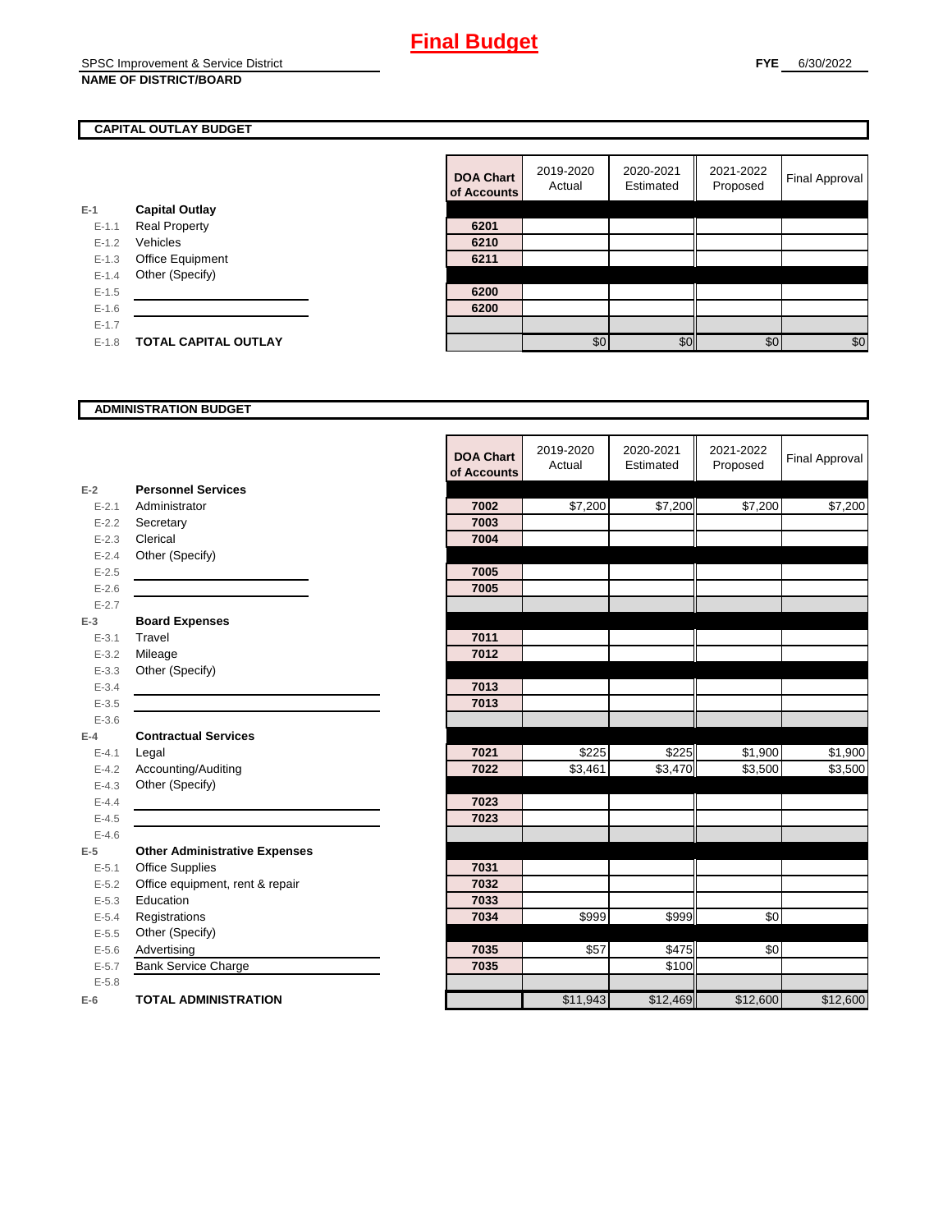# Final Budget

SPSC Improvement & Service District
**NAME OF DISTRICT/BOARD**

**FYE** 6/30/2022

## CAPITAL OUTLAY BUDGET

| | | DOA Chart of Accounts | 2019-2020 Actual | 2020-2021 Estimated | 2021-2022 Proposed | Final Approval |
|---|---|---|---|---|---|---|
| E-1 | **Capital Outlay** | | | | | |
| E-1.1 | Real Property | 6201 | | | | |
| E-1.2 | Vehicles | 6210 | | | | |
| E-1.3 | Office Equipment | 6211 | | | | |
| E-1.4 | Other (Specify) | | | | | |
| E-1.5 | | 6200 | | | | |
| E-1.6 | | 6200 | | | | |
| E-1.7 | | | | | | |
| E-1.8 | **TOTAL CAPITAL OUTLAY** | | $0 | $0 | $0 | $0 |

## ADMINISTRATION BUDGET

| | | DOA Chart of Accounts | 2019-2020 Actual | 2020-2021 Estimated | 2021-2022 Proposed | Final Approval |
|---|---|---|---|---|---|---|
| E-2 | **Personnel Services** | | | | | |
| E-2.1 | Administrator | 7002 | $7,200 | $7,200 | $7,200 | $7,200 |
| E-2.2 | Secretary | 7003 | | | | |
| E-2.3 | Clerical | 7004 | | | | |
| E-2.4 | Other (Specify) | | | | | |
| E-2.5 | | 7005 | | | | |
| E-2.6 | | 7005 | | | | |
| E-2.7 | | | | | | |
| E-3 | **Board Expenses** | | | | | |
| E-3.1 | Travel | 7011 | | | | |
| E-3.2 | Mileage | 7012 | | | | |
| E-3.3 | Other (Specify) | | | | | |
| E-3.4 | | 7013 | | | | |
| E-3.5 | | 7013 | | | | |
| E-3.6 | | | | | | |
| E-4 | **Contractual Services** | | | | | |
| E-4.1 | Legal | 7021 | $225 | $225 | $1,900 | $1,900 |
| E-4.2 | Accounting/Auditing | 7022 | $3,461 | $3,470 | $3,500 | $3,500 |
| E-4.3 | Other (Specify) | | | | | |
| E-4.4 | | 7023 | | | | |
| E-4.5 | | 7023 | | | | |
| E-4.6 | | | | | | |
| E-5 | **Other Administrative Expenses** | | | | | |
| E-5.1 | Office Supplies | 7031 | | | | |
| E-5.2 | Office equipment, rent & repair | 7032 | | | | |
| E-5.3 | Education | 7033 | | | | |
| E-5.4 | Registrations | 7034 | $999 | $999 | $0 | |
| E-5.5 | Other (Specify) | | | | | |
| E-5.6 | Advertising | 7035 | $57 | $475 | $0 | |
| E-5.7 | Bank Service Charge | 7035 | | $100 | | |
| E-5.8 | | | | | | |
| E-6 | **TOTAL ADMINISTRATION** | | $11,943 | $12,469 | $12,600 | $12,600 |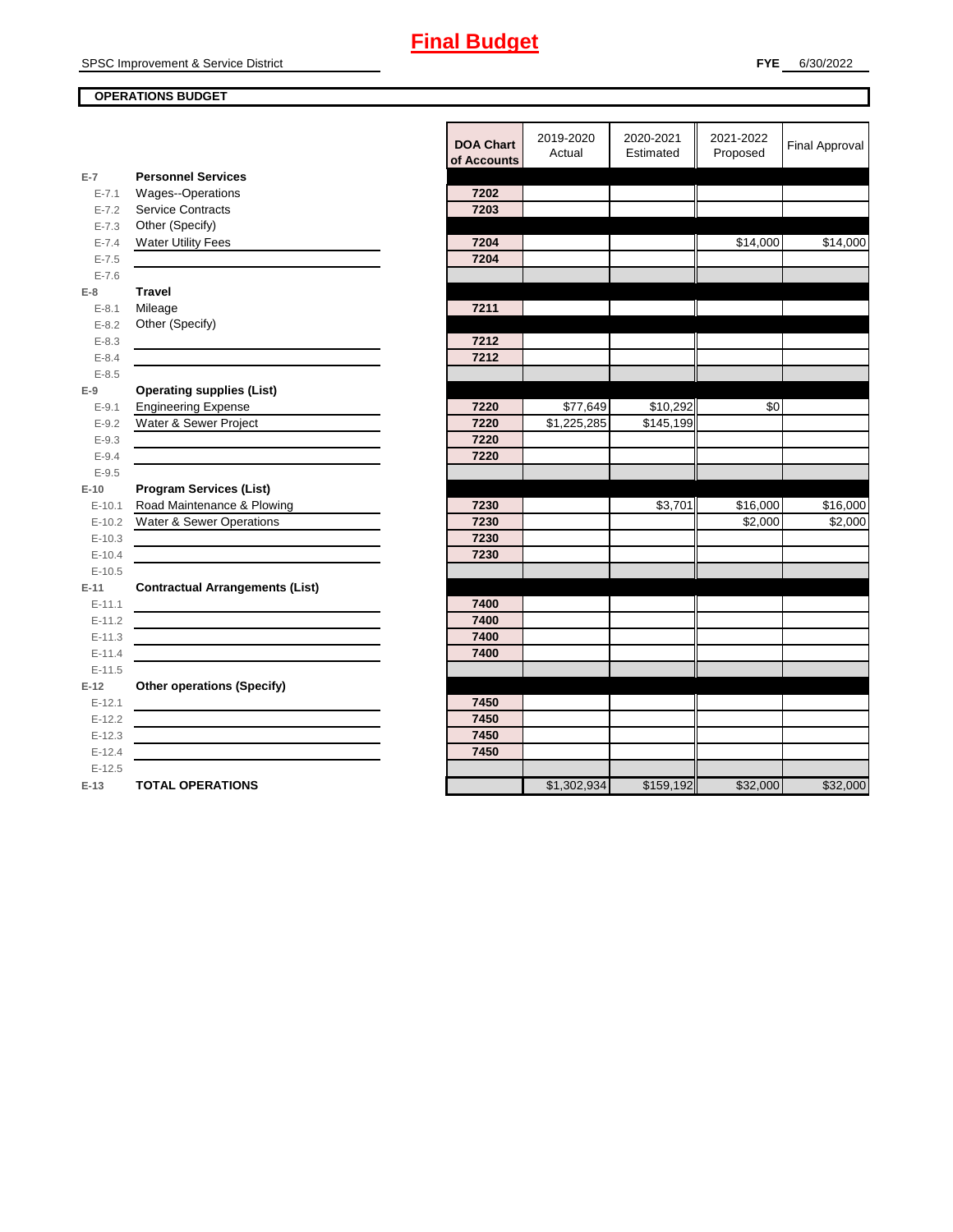# Final Budget

SPSC Improvement & Service District

**FYE** 6/30/2022

**OPERATIONS BUDGET**

| | | DOA Chart of Accounts | 2019-2020 Actual | 2020-2021 Estimated | 2021-2022 Proposed | Final Approval |
|---|---|---|---|---|---|---|
| **E-7** | **Personnel Services** | | | | | |
| E-7.1 | Wages--Operations | 7202 | | | | |
| E-7.2 | Service Contracts | 7203 | | | | |
| E-7.3 | Other (Specify) | | | | | |
| E-7.4 | Water Utility Fees | 7204 | | | $14,000 | $14,000 |
| E-7.5 | | 7204 | | | | |
| E-7.6 | | | | | | |
| **E-8** | **Travel** | | | | | |
| E-8.1 | Mileage | 7211 | | | | |
| E-8.2 | Other (Specify) | | | | | |
| E-8.3 | | 7212 | | | | |
| E-8.4 | | 7212 | | | | |
| E-8.5 | | | | | | |
| **E-9** | **Operating supplies (List)** | | | | | |
| E-9.1 | Engineering Expense | 7220 | $77,649 | $10,292 | $0 | |
| E-9.2 | Water & Sewer Project | 7220 | $1,225,285 | $145,199 | | |
| E-9.3 | | 7220 | | | | |
| E-9.4 | | 7220 | | | | |
| E-9.5 | | | | | | |
| **E-10** | **Program Services (List)** | | | | | |
| E-10.1 | Road Maintenance & Plowing | 7230 | | $3,701 | $16,000 | $16,000 |
| E-10.2 | Water & Sewer Operations | 7230 | | | $2,000 | $2,000 |
| E-10.3 | | 7230 | | | | |
| E-10.4 | | 7230 | | | | |
| E-10.5 | | | | | | |
| **E-11** | **Contractual Arrangements (List)** | | | | | |
| E-11.1 | | 7400 | | | | |
| E-11.2 | | 7400 | | | | |
| E-11.3 | | 7400 | | | | |
| E-11.4 | | 7400 | | | | |
| E-11.5 | | | | | | |
| **E-12** | **Other operations (Specify)** | | | | | |
| E-12.1 | | 7450 | | | | |
| E-12.2 | | 7450 | | | | |
| E-12.3 | | 7450 | | | | |
| E-12.4 | | 7450 | | | | |
| E-12.5 | | | | | | |
| **E-13** | **TOTAL OPERATIONS** | | $1,302,934 | $159,192 | $32,000 | $32,000 |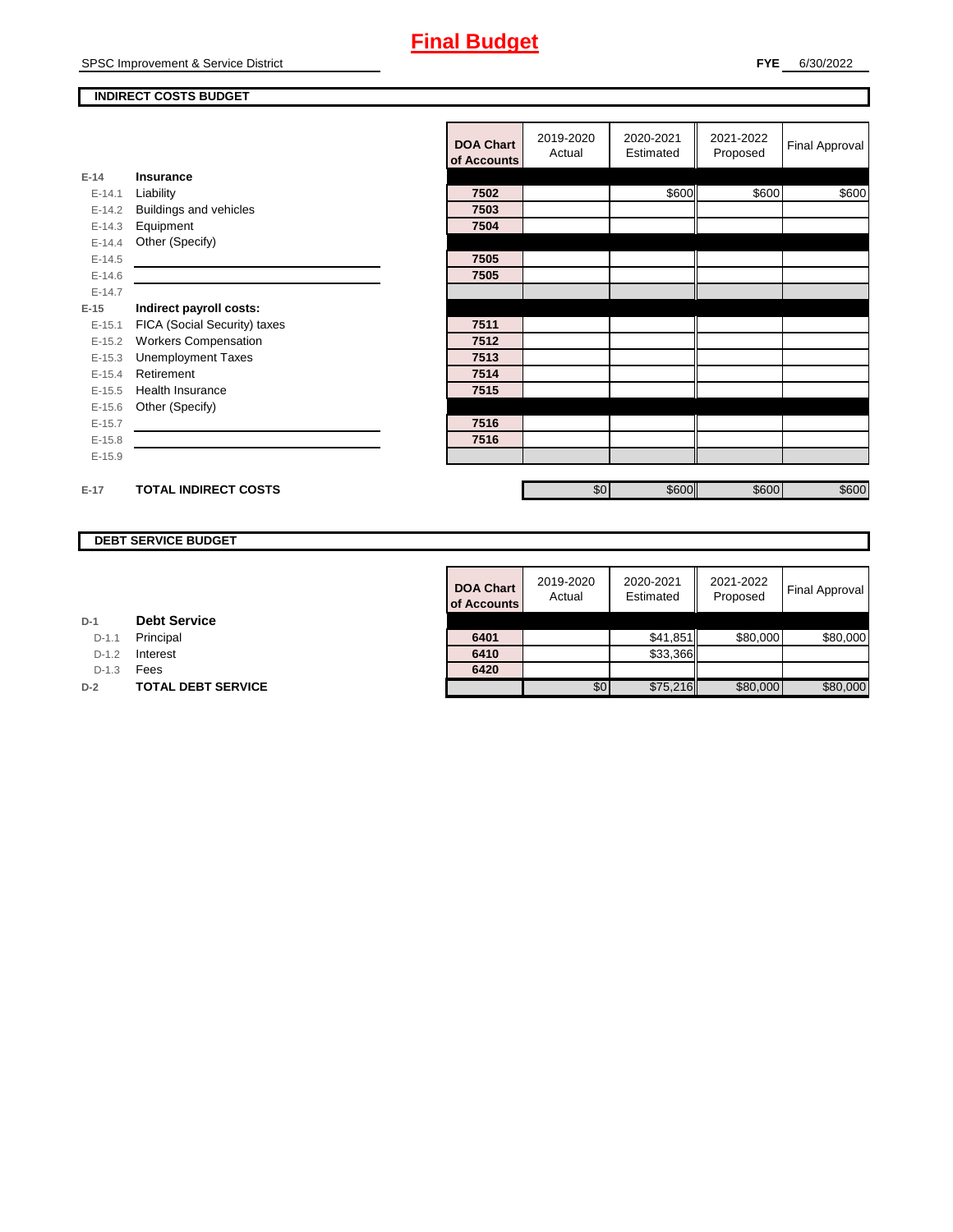# Final Budget

SPSC Improvement & Service District

**FYE** 6/30/2022

## INDIRECT COSTS BUDGET

| | | DOA Chart of Accounts | 2019-2020 Actual | 2020-2021 Estimated | 2021-2022 Proposed | Final Approval |
|---|---|---|---|---|---|---|
| **E-14** | **Insurance** | | | | | |
| E-14.1 | Liability | 7502 | | $600 | $600 | $600 |
| E-14.2 | Buildings and vehicles | 7503 | | | | |
| E-14.3 | Equipment | 7504 | | | | |
| E-14.4 | Other (Specify) | | | | | |
| E-14.5 | | 7505 | | | | |
| E-14.6 | | 7505 | | | | |
| E-14.7 | | | | | | |
| **E-15** | **Indirect payroll costs:** | | | | | |
| E-15.1 | FICA (Social Security) taxes | 7511 | | | | |
| E-15.2 | Workers Compensation | 7512 | | | | |
| E-15.3 | Unemployment Taxes | 7513 | | | | |
| E-15.4 | Retirement | 7514 | | | | |
| E-15.5 | Health Insurance | 7515 | | | | |
| E-15.6 | Other (Specify) | | | | | |
| E-15.7 | | 7516 | | | | |
| E-15.8 | | 7516 | | | | |
| E-15.9 | | | | | | |
| **E-17** | **TOTAL INDIRECT COSTS** | | $0 | $600 | $600 | $600 |

## DEBT SERVICE BUDGET

| | | DOA Chart of Accounts | 2019-2020 Actual | 2020-2021 Estimated | 2021-2022 Proposed | Final Approval |
|---|---|---|---|---|---|---|
| **D-1** | **Debt Service** | | | | | |
| D-1.1 | Principal | 6401 | | $41,851 | $80,000 | $80,000 |
| D-1.2 | Interest | 6410 | | $33,366 | | |
| D-1.3 | Fees | 6420 | | | | |
| **D-2** | **TOTAL DEBT SERVICE** | | $0 | $75,216 | $80,000 | $80,000 |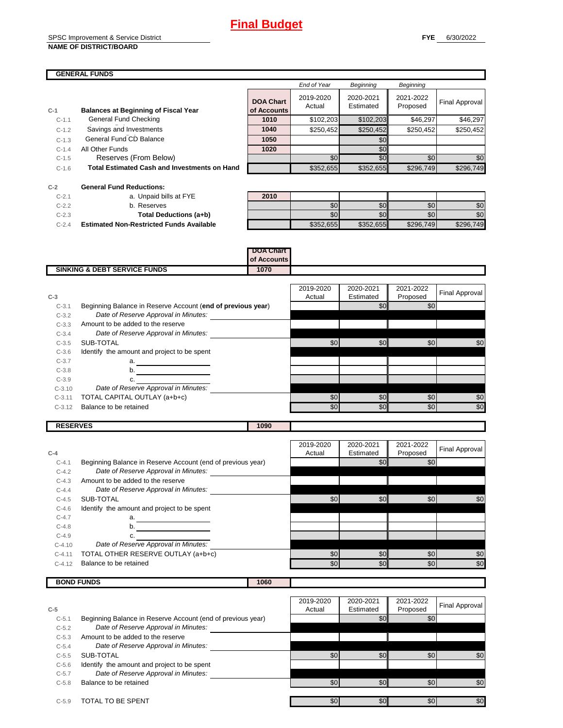# Final Budget

SPSC Improvement & Service District

**NAME OF DISTRICT/BOARD**

**FYE** 6/30/2022

**GENERAL FUNDS**

| | | DOA Chart of Accounts | 2019-2020 Actual (End of Year) | 2020-2021 Estimated (Beginning) | 2021-2022 Proposed (Beginning) | Final Approval |
|---|---|---|---|---|---|---|
| C-1 | **Balances at Beginning of Fiscal Year** | | | | | |
| C-1.1 | General Fund Checking | 1010 | $102,203 | $102,203 | $46,297 | $46,297 |
| C-1.2 | Savings and Investments | 1040 | $250,452 | $250,452 | $250,452 | $250,452 |
| C-1.3 | General Fund CD Balance | 1050 | | $0 | | |
| C-1.4 | All Other Funds | 1020 | | $0 | | |
| C-1.5 | Reserves (From Below) | | $0 | $0 | $0 | $0 |
| C-1.6 | **Total Estimated Cash and Investments on Hand** | | $352,655 | $352,655 | $296,749 | $296,749 |
| C-2 | **General Fund Reductions:** | | | | | |
| C-2.1 | a. Unpaid bills at FYE | 2010 | | | | |
| C-2.2 | b. Reserves | | $0 | $0 | $0 | $0 |
| C-2.3 | **Total Deductions (a+b)** | | $0 | $0 | $0 | $0 |
| C-2.4 | **Estimated Non-Restricted Funds Available** | | $352,655 | $352,655 | $296,749 | $296,749 |

**SINKING & DEBT SERVICE FUNDS** — DOA Chart of Accounts 1070

| C-3 | | 2019-2020 Actual | 2020-2021 Estimated | 2021-2022 Proposed | Final Approval |
|---|---|---|---|---|---|
| C-3.1 | Beginning Balance in Reserve Account (**end of previous year**) | | $0 | $0 | |
| C-3.2 | *Date of Reserve Approval in Minutes:* | | | | |
| C-3.3 | Amount to be added to the reserve | | | | |
| C-3.4 | *Date of Reserve Approval in Minutes:* | | | | |
| C-3.5 | SUB-TOTAL | $0 | $0 | $0 | $0 |
| C-3.6 | Identify the amount and project to be spent | | | | |
| C-3.7 | a. | | | | |
| C-3.8 | b. | | | | |
| C-3.9 | c. | | | | |
| C-3.10 | *Date of Reserve Approval in Minutes:* | | | | |
| C-3.11 | TOTAL CAPITAL OUTLAY (a+b+c) | $0 | $0 | $0 | $0 |
| C-3.12 | Balance to be retained | $0 | $0 | $0 | $0 |

**RESERVES** — 1090

| C-4 | | 2019-2020 Actual | 2020-2021 Estimated | 2021-2022 Proposed | Final Approval |
|---|---|---|---|---|---|
| C-4.1 | Beginning Balance in Reserve Account (end of previous year) | | $0 | $0 | |
| C-4.2 | *Date of Reserve Approval in Minutes:* | | | | |
| C-4.3 | Amount to be added to the reserve | | | | |
| C-4.4 | *Date of Reserve Approval in Minutes:* | | | | |
| C-4.5 | SUB-TOTAL | $0 | $0 | $0 | $0 |
| C-4.6 | Identify the amount and project to be spent | | | | |
| C-4.7 | a. | | | | |
| C-4.8 | b. | | | | |
| C-4.9 | c. | | | | |
| C-4.10 | *Date of Reserve Approval in Minutes:* | | | | |
| C-4.11 | TOTAL OTHER RESERVE OUTLAY (a+b+c) | $0 | $0 | $0 | $0 |
| C-4.12 | Balance to be retained | $0 | $0 | $0 | $0 |

**BOND FUNDS** — 1060

| C-5 | | 2019-2020 Actual | 2020-2021 Estimated | 2021-2022 Proposed | Final Approval |
|---|---|---|---|---|---|
| C-5.1 | Beginning Balance in Reserve Account (end of previous year) | | $0 | $0 | |
| C-5.2 | *Date of Reserve Approval in Minutes:* | | | | |
| C-5.3 | Amount to be added to the reserve | | | | |
| C-5.4 | *Date of Reserve Approval in Minutes:* | | | | |
| C-5.5 | SUB-TOTAL | $0 | $0 | $0 | $0 |
| C-5.6 | Identify the amount and project to be spent | | | | |
| C-5.7 | *Date of Reserve Approval in Minutes:* | | | | |
| C-5.8 | Balance to be retained | $0 | $0 | $0 | $0 |
| C-5.9 | TOTAL TO BE SPENT | $0 | $0 | $0 | $0 |